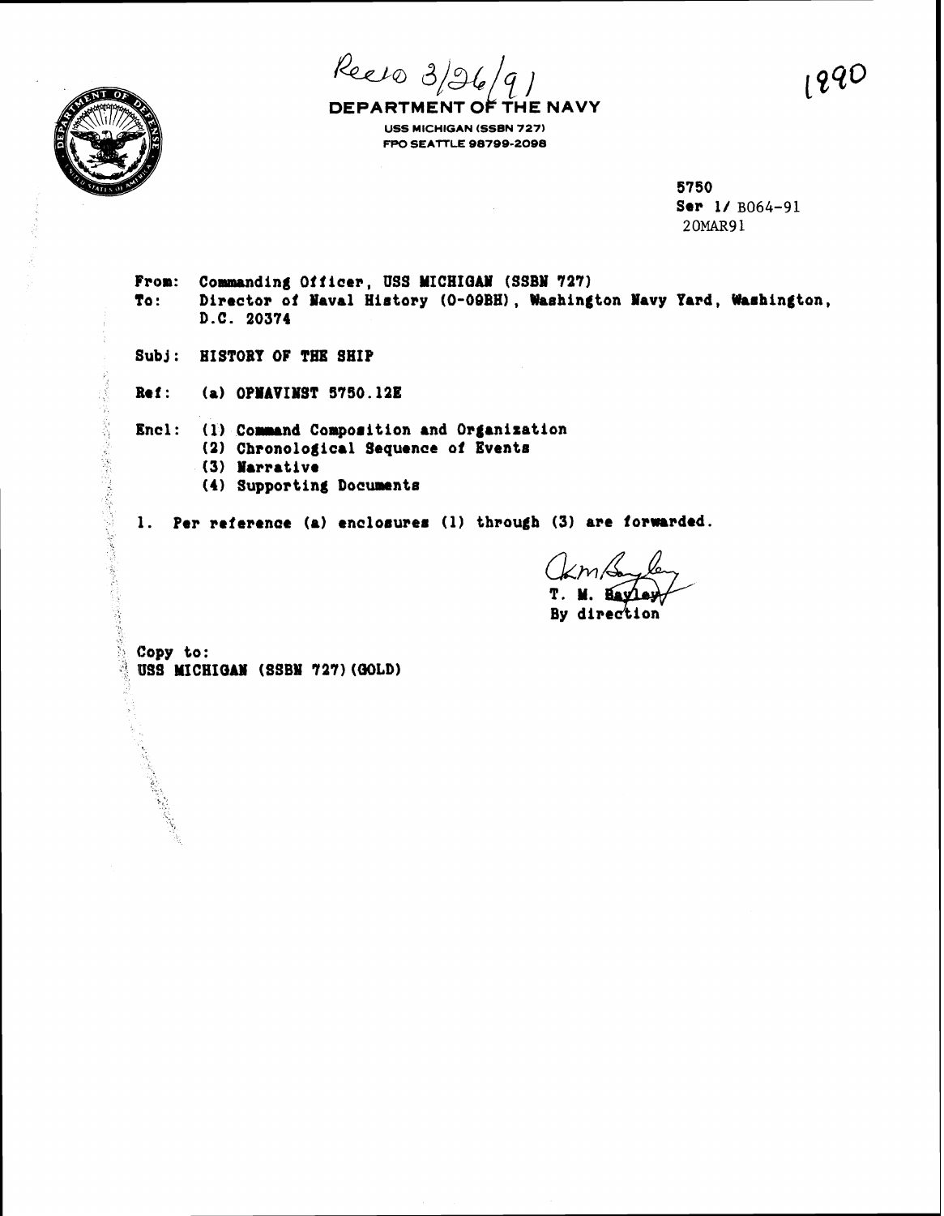Recd 3/26/91

1990

**DEPARTMENT OF THE NAVY**

USS MICHIGAN (SSBN 727)
FPO SEATTLE 98799-2098

5750
Ser 1/ B064-91
20MAR91

From: Commanding Officer, USS MICHIGAN (SSBN 727)
To: Director of Naval History (O-09BH), Washington Navy Yard, Washington, D.C. 20374

Subj: HISTORY OF THE SHIP

Ref: (a) OPNAVINST 5750.12E

Encl: (1) Command Composition and Organization
(2) Chronological Sequence of Events
(3) Narrative
(4) Supporting Documents

1. Per reference (a) enclosures (1) through (3) are forwarded.

T. M. Bayley
By direction

Copy to:
USS MICHIGAN (SSBN 727) (GOLD)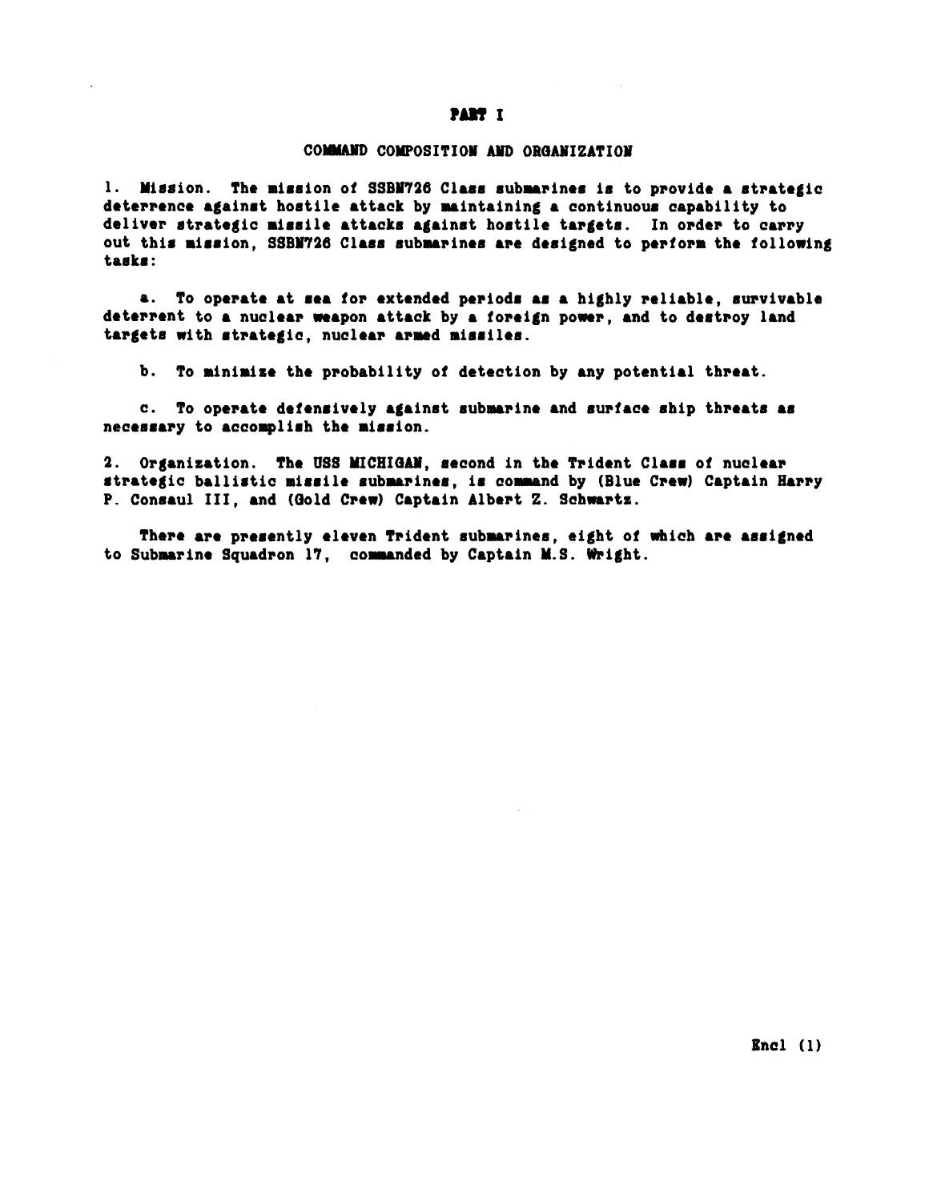# PART I

## COMMAND COMPOSITION AND ORGANIZATION

1. **Mission.** The mission of SSBN726 Class submarines is to provide a strategic deterrence against hostile attack by maintaining a continuous capability to deliver strategic missile attacks against hostile targets. In order to carry out this mission, SSBN726 Class submarines are designed to perform the following tasks:

   a. To operate at sea for extended periods as a highly reliable, survivable deterrent to a nuclear weapon attack by a foreign power, and to destroy land targets with strategic, nuclear armed missiles.

   b. To minimize the probability of detection by any potential threat.

   c. To operate defensively against submarine and surface ship threats as necessary to accomplish the mission.

2. **Organization.** The USS MICHIGAN, second in the Trident Class of nuclear strategic ballistic missile submarines, is command by (Blue Crew) Captain Harry P. Consaul III, and (Gold Crew) Captain Albert Z. Schwartz.

   There are presently eleven Trident submarines, eight of which are assigned to Submarine Squadron 17, commanded by Captain M.S. Wright.

Encl (1)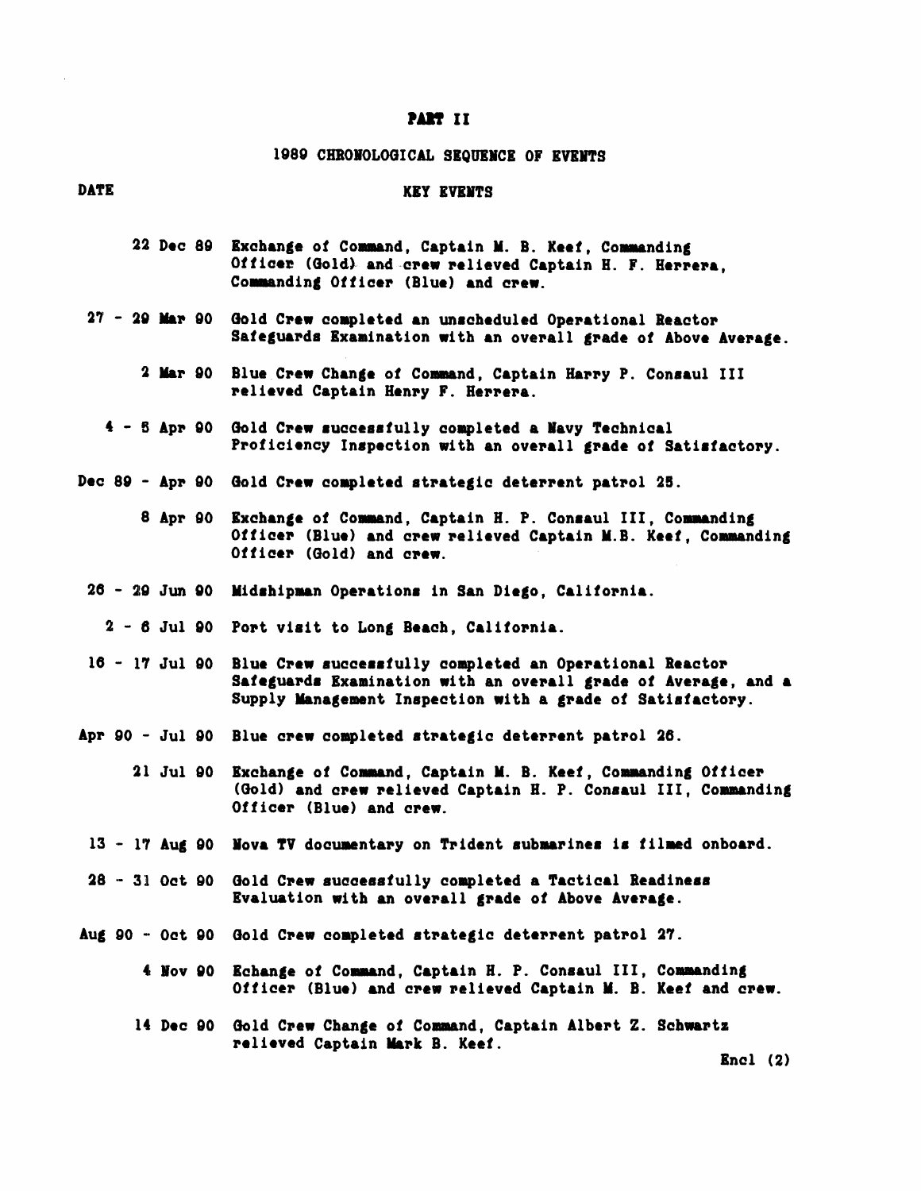# PART II

## 1989 CHRONOLOGICAL SEQUENCE OF EVENTS

| DATE | KEY EVENTS |
| --- | --- |
| 22 Dec 89 | Exchange of Command, Captain M. B. Keef, Commanding Officer (Gold) and crew relieved Captain H. F. Herrera, Commanding Officer (Blue) and crew. |
| 27 - 29 Mar 90 | Gold Crew completed an unscheduled Operational Reactor Safeguards Examination with an overall grade of Above Average. |
| 2 Mar 90 | Blue Crew Change of Command, Captain Harry P. Consaul III relieved Captain Henry F. Herrera. |
| 4 - 5 Apr 90 | Gold Crew successfully completed a Navy Technical Proficiency Inspection with an overall grade of Satisfactory. |
| Dec 89 - Apr 90 | Gold Crew completed strategic deterrent patrol 25. |
| 8 Apr 90 | Exchange of Command, Captain H. P. Consaul III, Commanding Officer (Blue) and crew relieved Captain M.B. Keef, Commanding Officer (Gold) and crew. |
| 26 - 29 Jun 90 | Midshipman Operations in San Diego, California. |
| 2 - 6 Jul 90 | Port visit to Long Beach, California. |
| 16 - 17 Jul 90 | Blue Crew successfully completed an Operational Reactor Safeguards Examination with an overall grade of Average, and a Supply Management Inspection with a grade of Satisfactory. |
| Apr 90 - Jul 90 | Blue crew completed strategic deterrent patrol 26. |
| 21 Jul 90 | Exchange of Command, Captain M. B. Keef, Commanding Officer (Gold) and crew relieved Captain H. P. Consaul III, Commanding Officer (Blue) and crew. |
| 13 - 17 Aug 90 | Nova TV documentary on Trident submarines is filmed onboard. |
| 28 - 31 Oct 90 | Gold Crew successfully completed a Tactical Readiness Evaluation with an overall grade of Above Average. |
| Aug 90 - Oct 90 | Gold Crew completed strategic deterrent patrol 27. |
| 4 Nov 90 | Echange of Command, Captain H. P. Consaul III, Commanding Officer (Blue) and crew relieved Captain M. B. Keef and crew. |
| 14 Dec 90 | Gold Crew Change of Command, Captain Albert Z. Schwartz relieved Captain Mark B. Keef. |

Encl (2)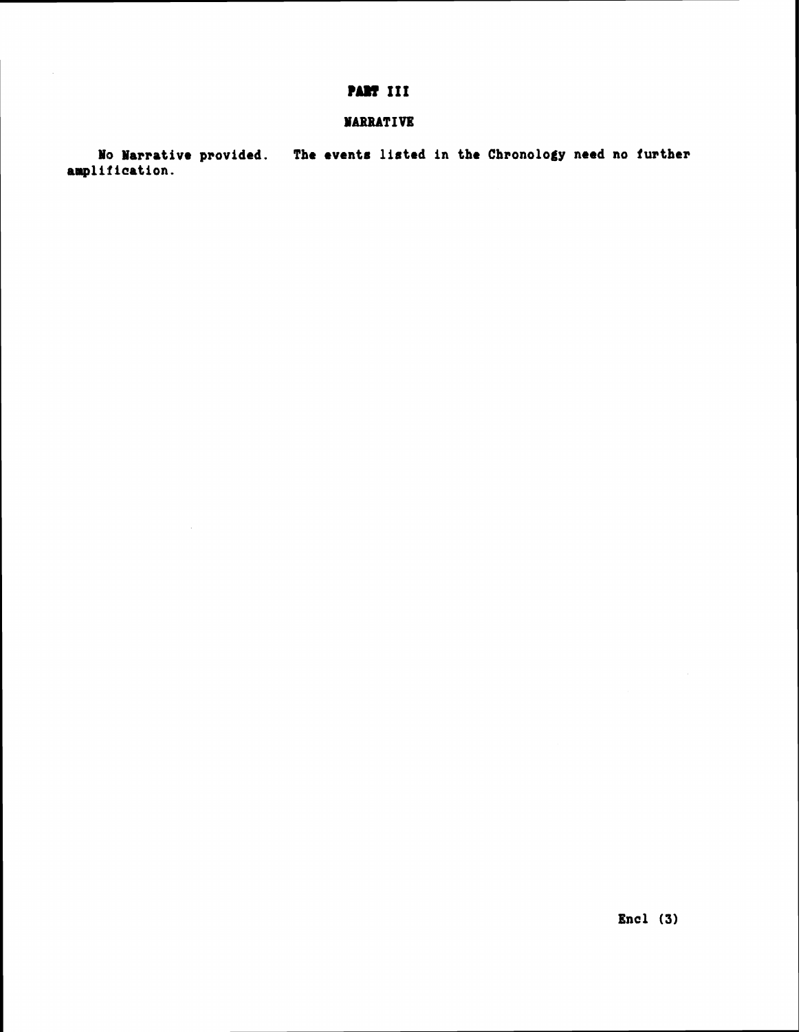# PART III

## NARRATIVE

No Narrative provided. The events listed in the Chronology need no further amplification.

Encl (3)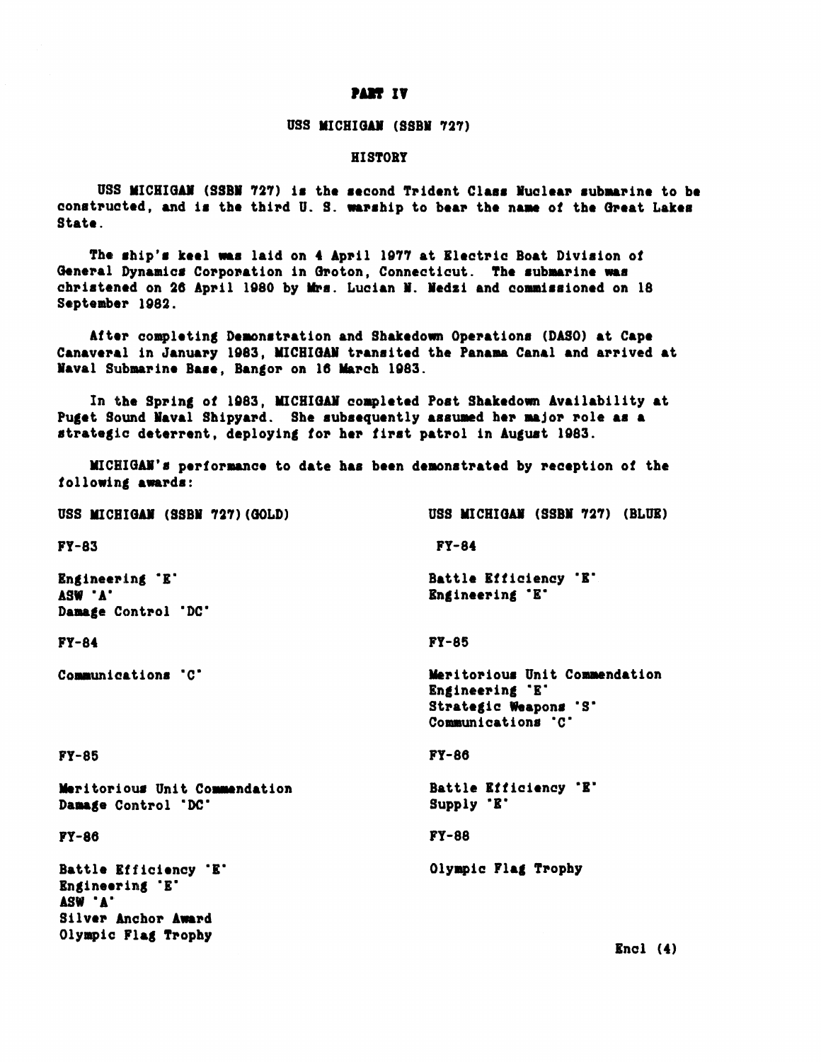# PART IV

## USS MICHIGAN (SSBN 727)

### HISTORY

USS MICHIGAN (SSBN 727) is the second Trident Class Nuclear submarine to be constructed, and is the third U. S. warship to bear the name of the Great Lakes State.

The ship's keel was laid on 4 April 1977 at Electric Boat Division of General Dynamics Corporation in Groton, Connecticut. The submarine was christened on 26 April 1980 by Mrs. Lucian N. Nedzi and commissioned on 18 September 1982.

After completing Demonstration and Shakedown Operations (DASO) at Cape Canaveral in January 1983, MICHIGAN transited the Panama Canal and arrived at Naval Submarine Base, Bangor on 16 March 1983.

In the Spring of 1983, MICHIGAN completed Post Shakedown Availability at Puget Sound Naval Shipyard. She subsequently assumed her major role as a strategic deterrent, deploying for her first patrol in August 1983.

MICHIGAN's performance to date has been demonstrated by reception of the following awards:

USS MICHIGAN (SSBN 727)(GOLD)

FY-83

Engineering "E"
ASW "A"
Damage Control "DC"

FY-84

Communications "C"

FY-85

Meritorious Unit Commendation
Damage Control "DC"

FY-86

Battle Efficiency "E"
Engineering "E"
ASW "A"
Silver Anchor Award
Olympic Flag Trophy

USS MICHIGAN (SSBN 727) (BLUE)

FY-84

Battle Efficiency "E"
Engineering "E"

FY-85

Meritorious Unit Commendation
Engineering "E"
Strategic Weapons "S"
Communications "C"

FY-86

Battle Efficiency "E"
Supply "E"

FY-88

Olympic Flag Trophy

Encl (4)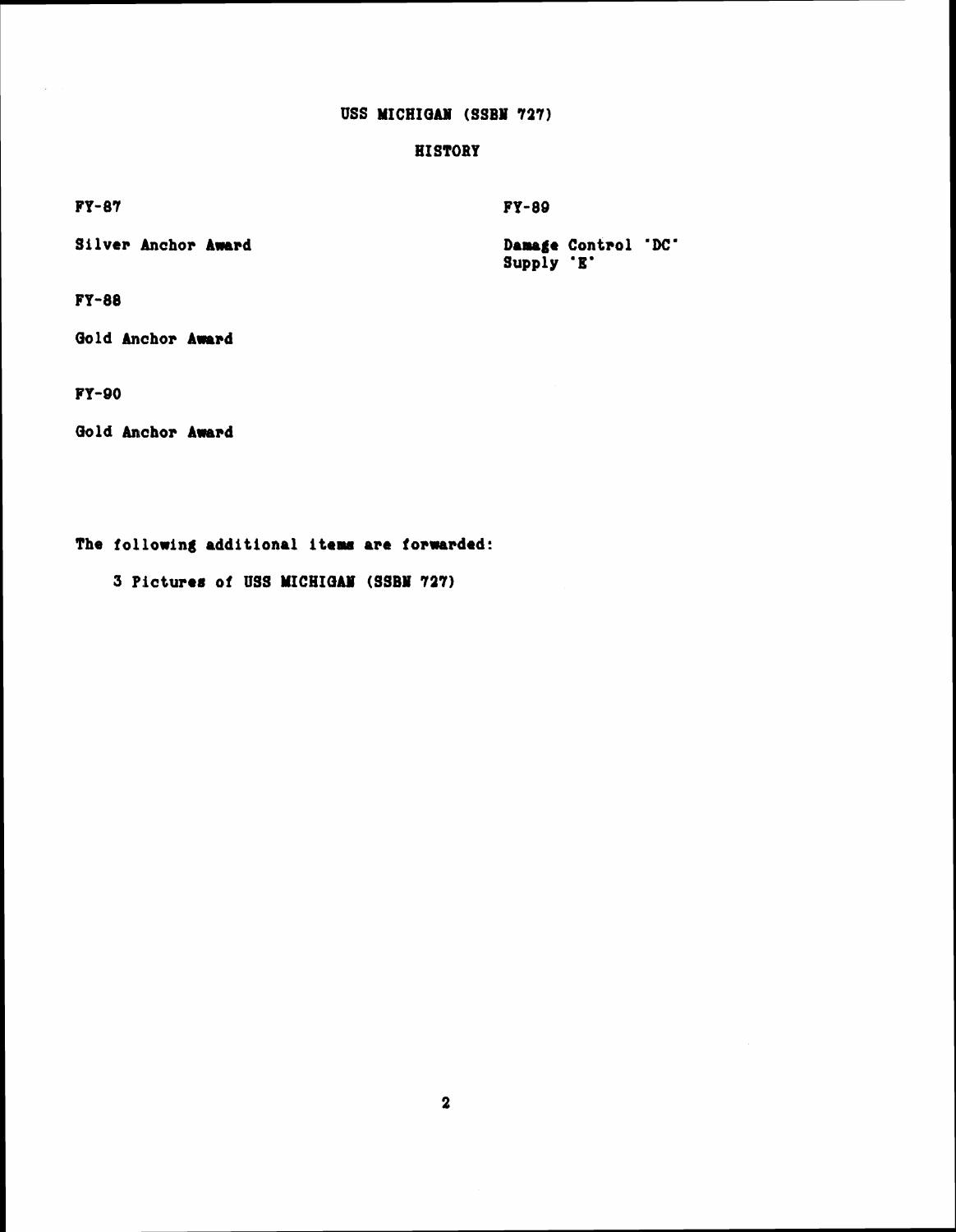# USS MICHIGAN (SSBN 727)

## HISTORY

FY-87

Silver Anchor Award

FY-88

Gold Anchor Award

FY-89

Damage Control "DC"
Supply "E"

FY-90

Gold Anchor Award

The following additional items are forwarded:

3 Pictures of USS MICHIGAN (SSBN 727)